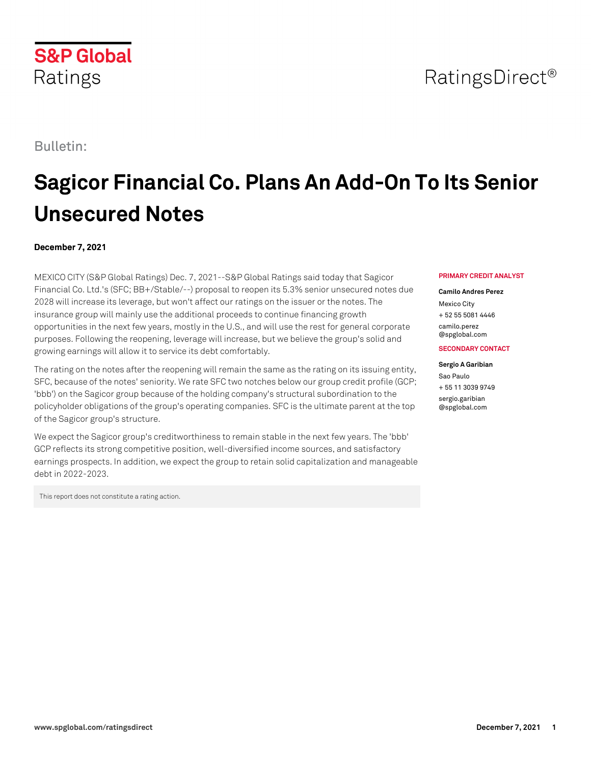S&P Global Ratings

RatingsDirect®

Bulletin:

# Sagicor Financial Co. Plans An Add-On To Its Senior Unsecured Notes

**December 7, 2021**

MEXICO CITY (S&P Global Ratings) Dec. 7, 2021--S&P Global Ratings said today that Sagicor Financial Co. Ltd.'s (SFC; BB+/Stable/--) proposal to reopen its 5.3% senior unsecured notes due 2028 will increase its leverage, but won't affect our ratings on the issuer or the notes. The insurance group will mainly use the additional proceeds to continue financing growth opportunities in the next few years, mostly in the U.S., and will use the rest for general corporate purposes. Following the reopening, leverage will increase, but we believe the group's solid and growing earnings will allow it to service its debt comfortably.

The rating on the notes after the reopening will remain the same as the rating on its issuing entity, SFC, because of the notes' seniority. We rate SFC two notches below our group credit profile (GCP; 'bbb') on the Sagicor group because of the holding company's structural subordination to the policyholder obligations of the group's operating companies. SFC is the ultimate parent at the top of the Sagicor group's structure.

We expect the Sagicor group's creditworthiness to remain stable in the next few years. The 'bbb' GCP reflects its strong competitive position, well-diversified income sources, and satisfactory earnings prospects. In addition, we expect the group to retain solid capitalization and manageable debt in 2022-2023.

This report does not constitute a rating action.

**PRIMARY CREDIT ANALYST**

**Camilo Andres Perez**
Mexico City
+ 52 55 5081 4446
camilo.perez@spglobal.com

**SECONDARY CONTACT**

**Sergio A Garibian**
Sao Paulo
+ 55 11 3039 9749
sergio.garibian@spglobal.com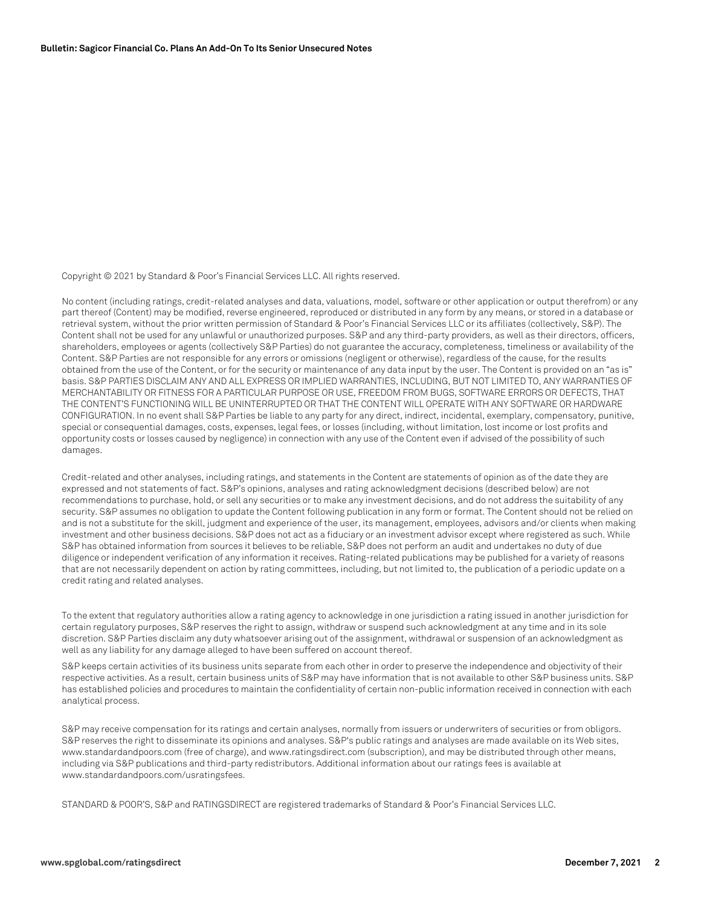Copyright © 2021 by Standard & Poor's Financial Services LLC. All rights reserved.

No content (including ratings, credit-related analyses and data, valuations, model, software or other application or output therefrom) or any part thereof (Content) may be modified, reverse engineered, reproduced or distributed in any form by any means, or stored in a database or retrieval system, without the prior written permission of Standard & Poor's Financial Services LLC or its affiliates (collectively, S&P). The Content shall not be used for any unlawful or unauthorized purposes. S&P and any third-party providers, as well as their directors, officers, shareholders, employees or agents (collectively S&P Parties) do not guarantee the accuracy, completeness, timeliness or availability of the Content. S&P Parties are not responsible for any errors or omissions (negligent or otherwise), regardless of the cause, for the results obtained from the use of the Content, or for the security or maintenance of any data input by the user. The Content is provided on an "as is" basis. S&P PARTIES DISCLAIM ANY AND ALL EXPRESS OR IMPLIED WARRANTIES, INCLUDING, BUT NOT LIMITED TO, ANY WARRANTIES OF MERCHANTABILITY OR FITNESS FOR A PARTICULAR PURPOSE OR USE, FREEDOM FROM BUGS, SOFTWARE ERRORS OR DEFECTS, THAT THE CONTENT'S FUNCTIONING WILL BE UNINTERRUPTED OR THAT THE CONTENT WILL OPERATE WITH ANY SOFTWARE OR HARDWARE CONFIGURATION. In no event shall S&P Parties be liable to any party for any direct, indirect, incidental, exemplary, compensatory, punitive, special or consequential damages, costs, expenses, legal fees, or losses (including, without limitation, lost income or lost profits and opportunity costs or losses caused by negligence) in connection with any use of the Content even if advised of the possibility of such damages.

Credit-related and other analyses, including ratings, and statements in the Content are statements of opinion as of the date they are expressed and not statements of fact. S&P's opinions, analyses and rating acknowledgment decisions (described below) are not recommendations to purchase, hold, or sell any securities or to make any investment decisions, and do not address the suitability of any security. S&P assumes no obligation to update the Content following publication in any form or format. The Content should not be relied on and is not a substitute for the skill, judgment and experience of the user, its management, employees, advisors and/or clients when making investment and other business decisions. S&P does not act as a fiduciary or an investment advisor except where registered as such. While S&P has obtained information from sources it believes to be reliable, S&P does not perform an audit and undertakes no duty of due diligence or independent verification of any information it receives. Rating-related publications may be published for a variety of reasons that are not necessarily dependent on action by rating committees, including, but not limited to, the publication of a periodic update on a credit rating and related analyses.

To the extent that regulatory authorities allow a rating agency to acknowledge in one jurisdiction a rating issued in another jurisdiction for certain regulatory purposes, S&P reserves the right to assign, withdraw or suspend such acknowledgment at any time and in its sole discretion. S&P Parties disclaim any duty whatsoever arising out of the assignment, withdrawal or suspension of an acknowledgment as well as any liability for any damage alleged to have been suffered on account thereof.

S&P keeps certain activities of its business units separate from each other in order to preserve the independence and objectivity of their respective activities. As a result, certain business units of S&P may have information that is not available to other S&P business units. S&P has established policies and procedures to maintain the confidentiality of certain non-public information received in connection with each analytical process.

S&P may receive compensation for its ratings and certain analyses, normally from issuers or underwriters of securities or from obligors. S&P reserves the right to disseminate its opinions and analyses. S&P's public ratings and analyses are made available on its Web sites, www.standardandpoors.com (free of charge), and www.ratingsdirect.com (subscription), and may be distributed through other means, including via S&P publications and third-party redistributors. Additional information about our ratings fees is available at www.standardandpoors.com/usratingsfees.

STANDARD & POOR'S, S&P and RATINGSDIRECT are registered trademarks of Standard & Poor's Financial Services LLC.